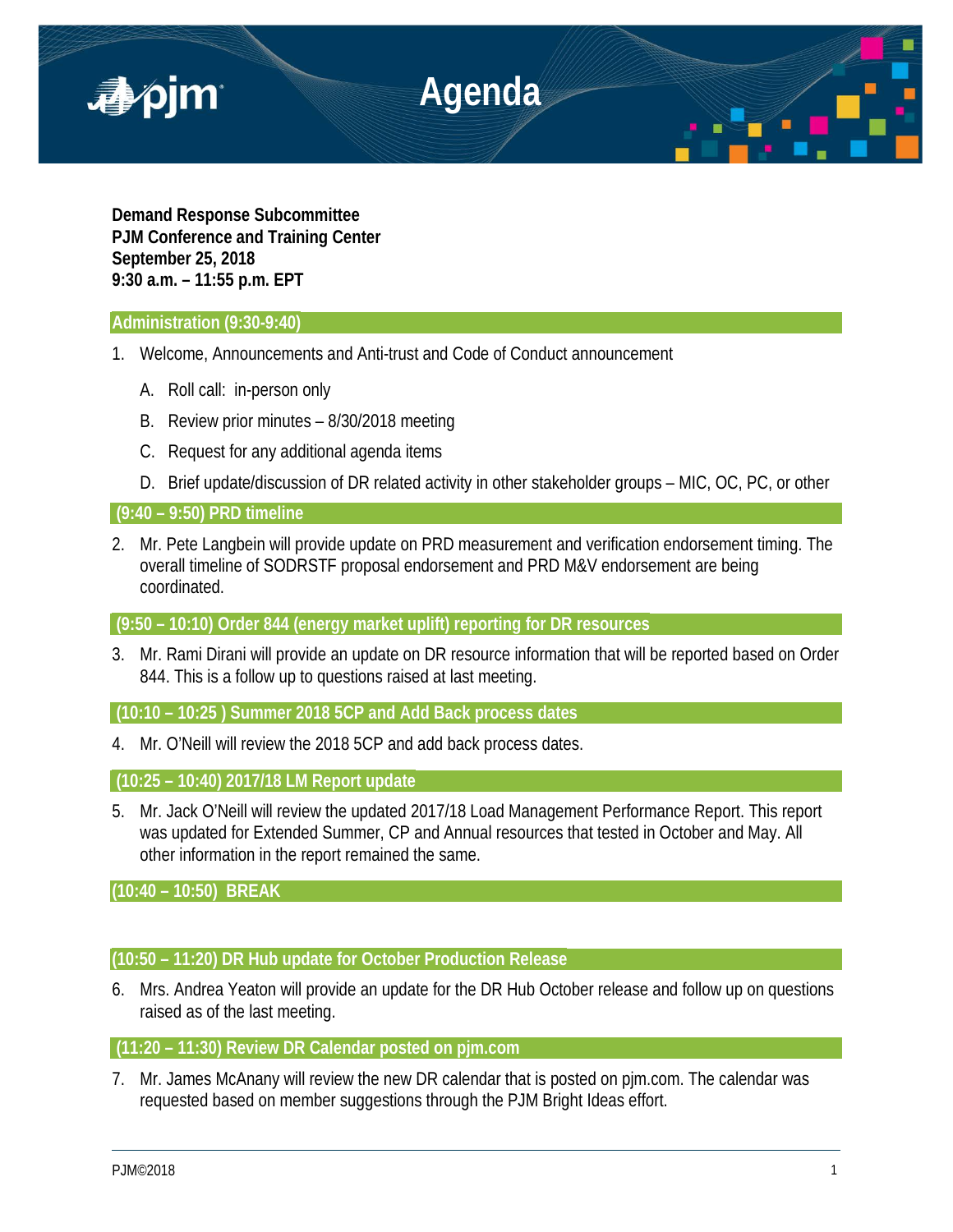# Agenda

**Demand Response Subcommittee**
**PJM Conference and Training Center**
**September 25, 2018**
**9:30 a.m. – 11:55 p.m. EPT**

## Administration (9:30-9:40)

1. Welcome, Announcements and Anti-trust and Code of Conduct announcement

   A. Roll call: in-person only

   B. Review prior minutes – 8/30/2018 meeting

   C. Request for any additional agenda items

   D. Brief update/discussion of DR related activity in other stakeholder groups – MIC, OC, PC, or other

## (9:40 – 9:50) PRD timeline

2. Mr. Pete Langbein will provide update on PRD measurement and verification endorsement timing. The overall timeline of SODRSTF proposal endorsement and PRD M&V endorsement are being coordinated.

## (9:50 – 10:10) Order 844 (energy market uplift) reporting for DR resources

3. Mr. Rami Dirani will provide an update on DR resource information that will be reported based on Order 844. This is a follow up to questions raised at last meeting.

## (10:10 – 10:25 ) Summer 2018 5CP and Add Back process dates

4. Mr. O'Neill will review the 2018 5CP and add back process dates.

## (10:25 – 10:40) 2017/18 LM Report update

5. Mr. Jack O'Neill will review the updated 2017/18 Load Management Performance Report. This report was updated for Extended Summer, CP and Annual resources that tested in October and May. All other information in the report remained the same.

## (10:40 – 10:50) BREAK

## (10:50 – 11:20) DR Hub update for October Production Release

6. Mrs. Andrea Yeaton will provide an update for the DR Hub October release and follow up on questions raised as of the last meeting.

## (11:20 – 11:30) Review DR Calendar posted on pjm.com

7. Mr. James McAnany will review the new DR calendar that is posted on pjm.com. The calendar was requested based on member suggestions through the PJM Bright Ideas effort.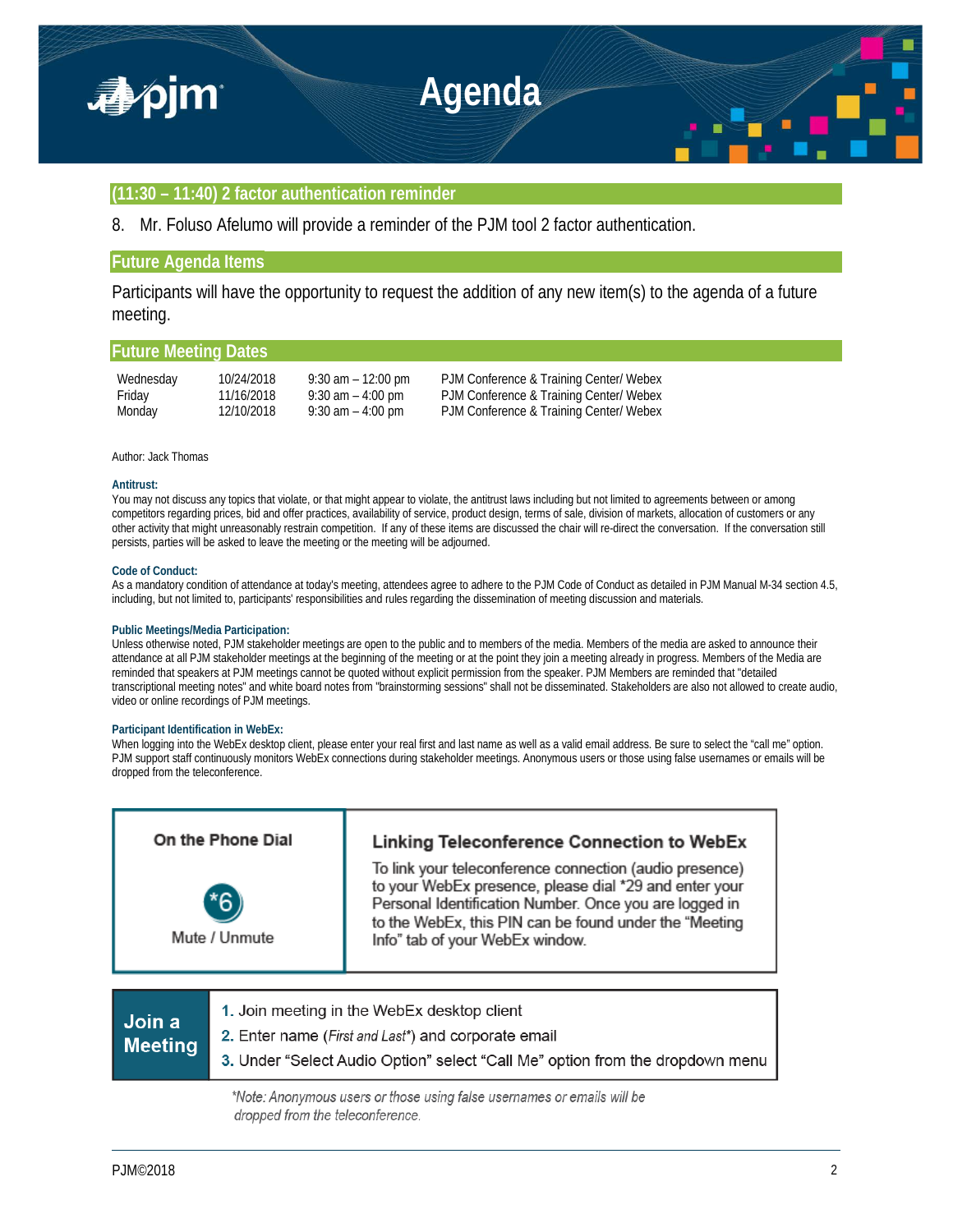## (11:30 – 11:40) 2 factor authentication reminder

8. Mr. Foluso Afelumo will provide a reminder of the PJM tool 2 factor authentication.

## Future Agenda Items

Participants will have the opportunity to request the addition of any new item(s) to the agenda of a future meeting.

## Future Meeting Dates

| | | | |
|---|---|---|---|
| Wednesday | 10/24/2018 | 9:30 am – 12:00 pm | PJM Conference & Training Center/ Webex |
| Friday | 11/16/2018 | 9:30 am – 4:00 pm | PJM Conference & Training Center/ Webex |
| Monday | 12/10/2018 | 9:30 am – 4:00 pm | PJM Conference & Training Center/ Webex |

Author: Jack Thomas

**Antitrust:**
You may not discuss any topics that violate, or that might appear to violate, the antitrust laws including but not limited to agreements between or among competitors regarding prices, bid and offer practices, availability of service, product design, terms of sale, division of markets, allocation of customers or any other activity that might unreasonably restrain competition. If any of these items are discussed the chair will re-direct the conversation. If the conversation still persists, parties will be asked to leave the meeting or the meeting will be adjourned.

**Code of Conduct:**
As a mandatory condition of attendance at today's meeting, attendees agree to adhere to the PJM Code of Conduct as detailed in PJM Manual M-34 section 4.5, including, but not limited to, participants' responsibilities and rules regarding the dissemination of meeting discussion and materials.

**Public Meetings/Media Participation:**
Unless otherwise noted, PJM stakeholder meetings are open to the public and to members of the media. Members of the media are asked to announce their attendance at all PJM stakeholder meetings at the beginning of the meeting or at the point they join a meeting already in progress. Members of the Media are reminded that speakers at PJM meetings cannot be quoted without explicit permission from the speaker. PJM Members are reminded that "detailed transcriptional meeting notes" and white board notes from "brainstorming sessions" shall not be disseminated. Stakeholders are also not allowed to create audio, video or online recordings of PJM meetings.

**Participant Identification in WebEx:**
When logging into the WebEx desktop client, please enter your real first and last name as well as a valid email address. Be sure to select the "call me" option. PJM support staff continuously monitors WebEx connections during stakeholder meetings. Anonymous users or those using false usernames or emails will be dropped from the teleconference.

**On the Phone Dial**

*6

Mute / Unmute

**Linking Teleconference Connection to WebEx**

To link your teleconference connection (audio presence) to your WebEx presence, please dial *29 and enter your Personal Identification Number. Once you are logged in to the WebEx, this PIN can be found under the "Meeting Info" tab of your WebEx window.

**Join a Meeting**

1. Join meeting in the WebEx desktop client
2. Enter name (*First and Last**) and corporate email
3. Under "Select Audio Option" select "Call Me" option from the dropdown menu

*\*Note: Anonymous users or those using false usernames or emails will be dropped from the teleconference.*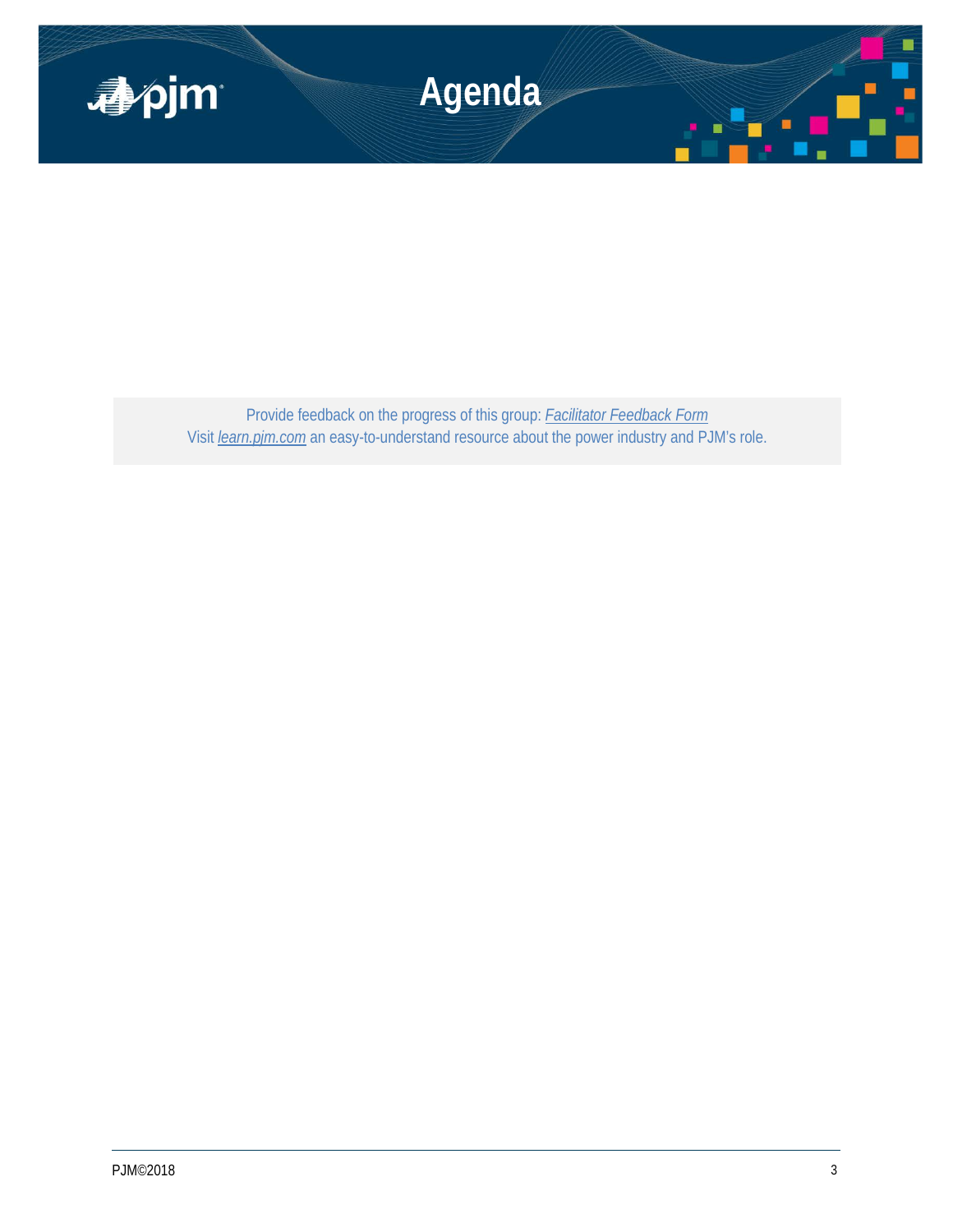# Agenda

Provide feedback on the progress of this group: *Facilitator Feedback Form*
Visit *learn.pjm.com* an easy-to-understand resource about the power industry and PJM's role.